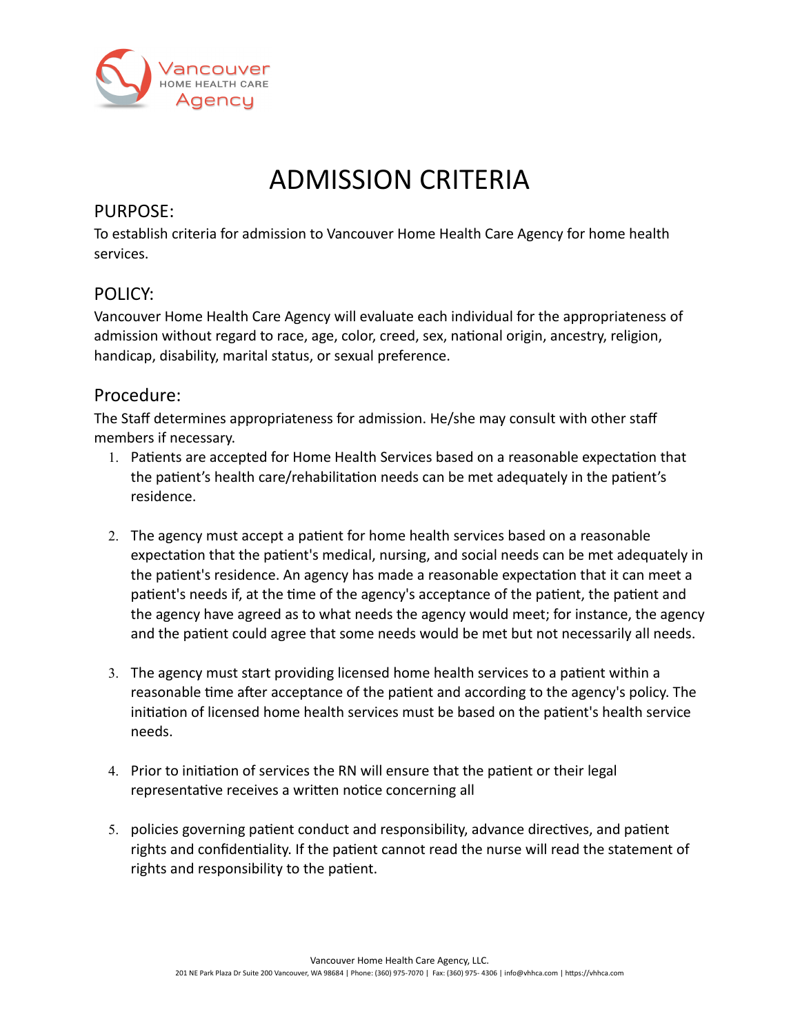Vancouver HOME HEALTH CARE Agency

# ADMISSION CRITERIA

## PURPOSE:

To establish criteria for admission to Vancouver Home Health Care Agency for home health services.

## POLICY:

Vancouver Home Health Care Agency will evaluate each individual for the appropriateness of admission without regard to race, age, color, creed, sex, national origin, ancestry, religion, handicap, disability, marital status, or sexual preference.

## Procedure:

The Staff determines appropriateness for admission. He/she may consult with other staff members if necessary.

1. Patients are accepted for Home Health Services based on a reasonable expectation that the patient's health care/rehabilitation needs can be met adequately in the patient's residence.

2. The agency must accept a patient for home health services based on a reasonable expectation that the patient's medical, nursing, and social needs can be met adequately in the patient's residence. An agency has made a reasonable expectation that it can meet a patient's needs if, at the time of the agency's acceptance of the patient, the patient and the agency have agreed as to what needs the agency would meet; for instance, the agency and the patient could agree that some needs would be met but not necessarily all needs.

3. The agency must start providing licensed home health services to a patient within a reasonable time after acceptance of the patient and according to the agency's policy. The initiation of licensed home health services must be based on the patient's health service needs.

4. Prior to initiation of services the RN will ensure that the patient or their legal representative receives a written notice concerning all

5. policies governing patient conduct and responsibility, advance directives, and patient rights and confidentiality. If the patient cannot read the nurse will read the statement of rights and responsibility to the patient.

Vancouver Home Health Care Agency, LLC.
201 NE Park Plaza Dr Suite 200 Vancouver, WA 98684 | Phone: (360) 975-7070 | Fax: (360) 975- 4306 | info@vhhca.com | https://vhhca.com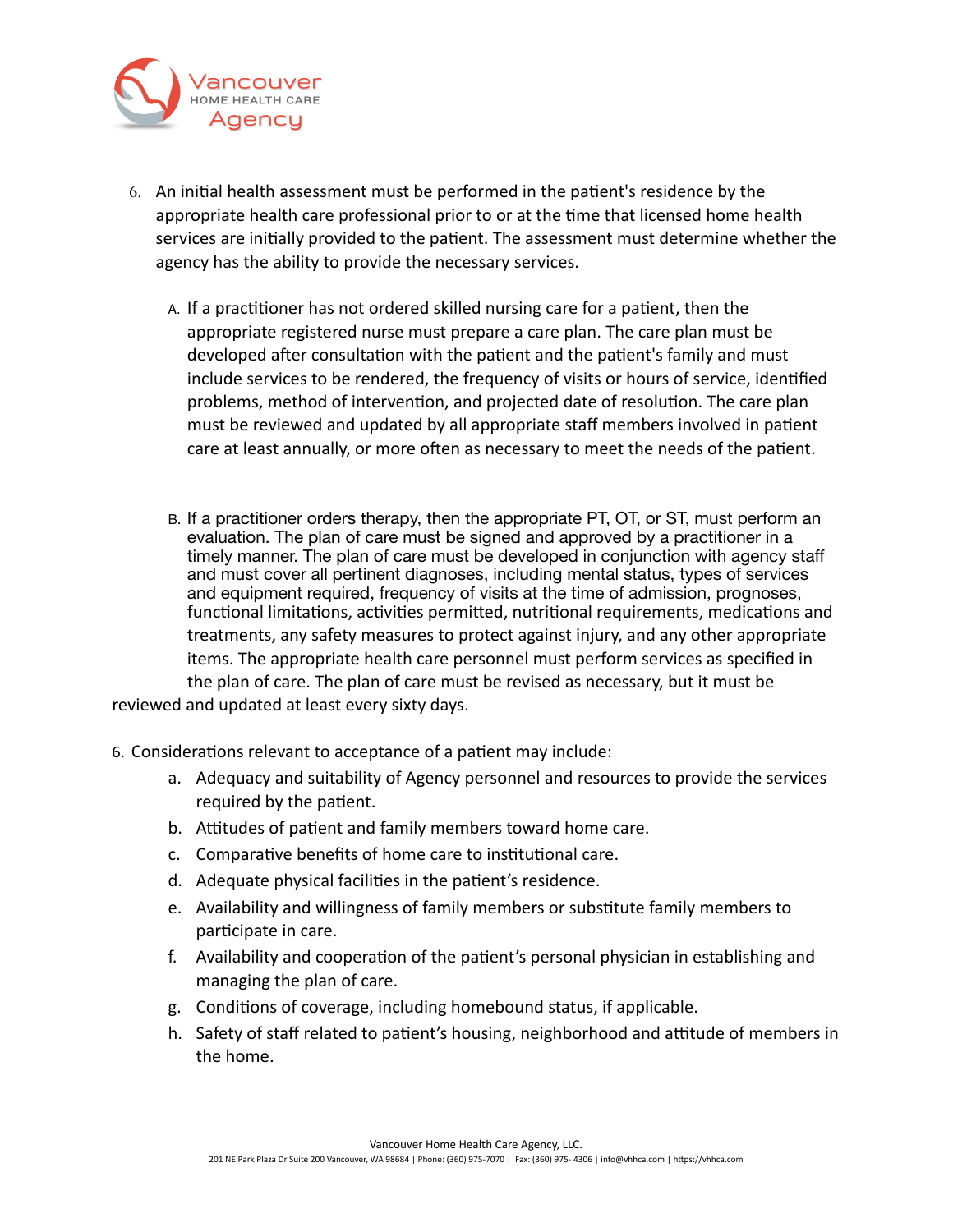6. An initial health assessment must be performed in the patient's residence by the appropriate health care professional prior to or at the time that licensed home health services are initially provided to the patient. The assessment must determine whether the agency has the ability to provide the necessary services.

    A. If a practitioner has not ordered skilled nursing care for a patient, then the appropriate registered nurse must prepare a care plan. The care plan must be developed after consultation with the patient and the patient's family and must include services to be rendered, the frequency of visits or hours of service, identified problems, method of intervention, and projected date of resolution. The care plan must be reviewed and updated by all appropriate staff members involved in patient care at least annually, or more often as necessary to meet the needs of the patient.

    B. If a practitioner orders therapy, then the appropriate PT, OT, or ST, must perform an evaluation. The plan of care must be signed and approved by a practitioner in a timely manner. The plan of care must be developed in conjunction with agency staff and must cover all pertinent diagnoses, including mental status, types of services and equipment required, frequency of visits at the time of admission, prognoses, functional limitations, activities permitted, nutritional requirements, medications and treatments, any safety measures to protect against injury, and any other appropriate items. The appropriate health care personnel must perform services as specified in the plan of care. The plan of care must be revised as necessary, but it must be reviewed and updated at least every sixty days.

6. Considerations relevant to acceptance of a patient may include:
    a. Adequacy and suitability of Agency personnel and resources to provide the services required by the patient.
    b. Attitudes of patient and family members toward home care.
    c. Comparative benefits of home care to institutional care.
    d. Adequate physical facilities in the patient's residence.
    e. Availability and willingness of family members or substitute family members to participate in care.
    f. Availability and cooperation of the patient's personal physician in establishing and managing the plan of care.
    g. Conditions of coverage, including homebound status, if applicable.
    h. Safety of staff related to patient's housing, neighborhood and attitude of members in the home.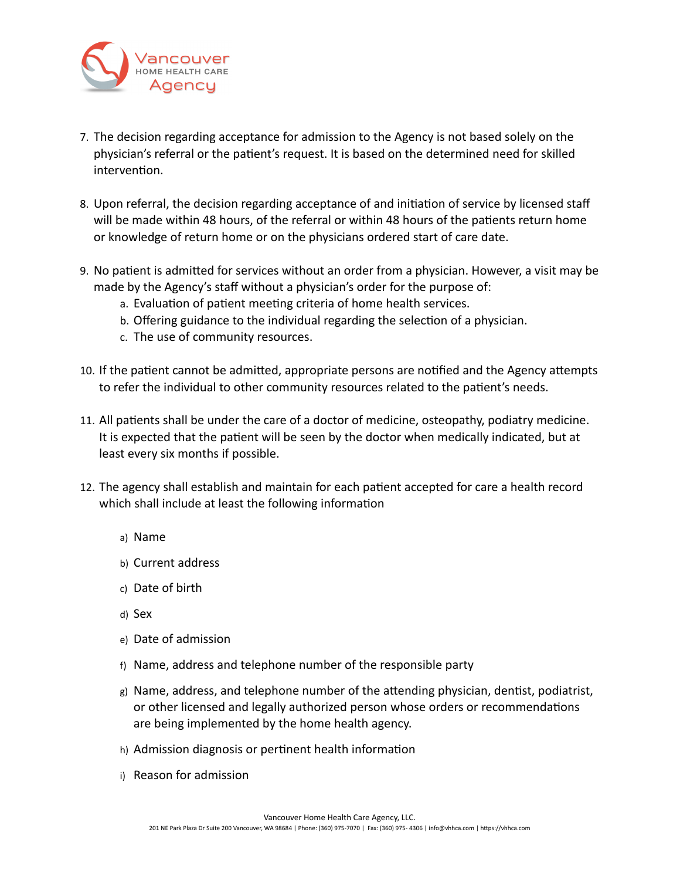7. The decision regarding acceptance for admission to the Agency is not based solely on the physician's referral or the patient's request. It is based on the determined need for skilled intervention.

8. Upon referral, the decision regarding acceptance of and initiation of service by licensed staff will be made within 48 hours, of the referral or within 48 hours of the patients return home or knowledge of return home or on the physicians ordered start of care date.

9. No patient is admitted for services without an order from a physician. However, a visit may be made by the Agency's staff without a physician's order for the purpose of:
   a. Evaluation of patient meeting criteria of home health services.
   b. Offering guidance to the individual regarding the selection of a physician.
   c. The use of community resources.

10. If the patient cannot be admitted, appropriate persons are notified and the Agency attempts to refer the individual to other community resources related to the patient's needs.

11. All patients shall be under the care of a doctor of medicine, osteopathy, podiatry medicine. It is expected that the patient will be seen by the doctor when medically indicated, but at least every six months if possible.

12. The agency shall establish and maintain for each patient accepted for care a health record which shall include at least the following information

    a) Name

    b) Current address

    c) Date of birth

    d) Sex

    e) Date of admission

    f) Name, address and telephone number of the responsible party

    g) Name, address, and telephone number of the attending physician, dentist, podiatrist, or other licensed and legally authorized person whose orders or recommendations are being implemented by the home health agency.

    h) Admission diagnosis or pertinent health information

    i) Reason for admission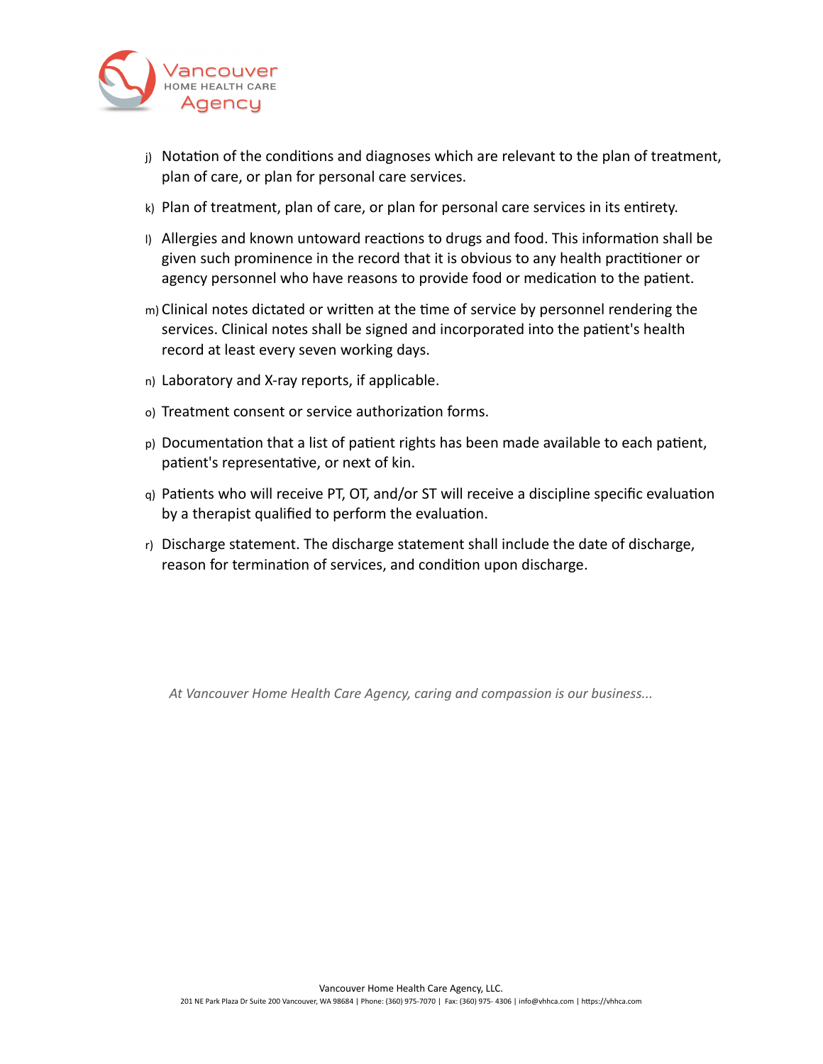j) Notation of the conditions and diagnoses which are relevant to the plan of treatment, plan of care, or plan for personal care services.

k) Plan of treatment, plan of care, or plan for personal care services in its entirety.

l) Allergies and known untoward reactions to drugs and food. This information shall be given such prominence in the record that it is obvious to any health practitioner or agency personnel who have reasons to provide food or medication to the patient.

m) Clinical notes dictated or written at the time of service by personnel rendering the services. Clinical notes shall be signed and incorporated into the patient's health record at least every seven working days.

n) Laboratory and X-ray reports, if applicable.

o) Treatment consent or service authorization forms.

p) Documentation that a list of patient rights has been made available to each patient, patient's representative, or next of kin.

q) Patients who will receive PT, OT, and/or ST will receive a discipline specific evaluation by a therapist qualified to perform the evaluation.

r) Discharge statement. The discharge statement shall include the date of discharge, reason for termination of services, and condition upon discharge.

*At Vancouver Home Health Care Agency, caring and compassion is our business...*